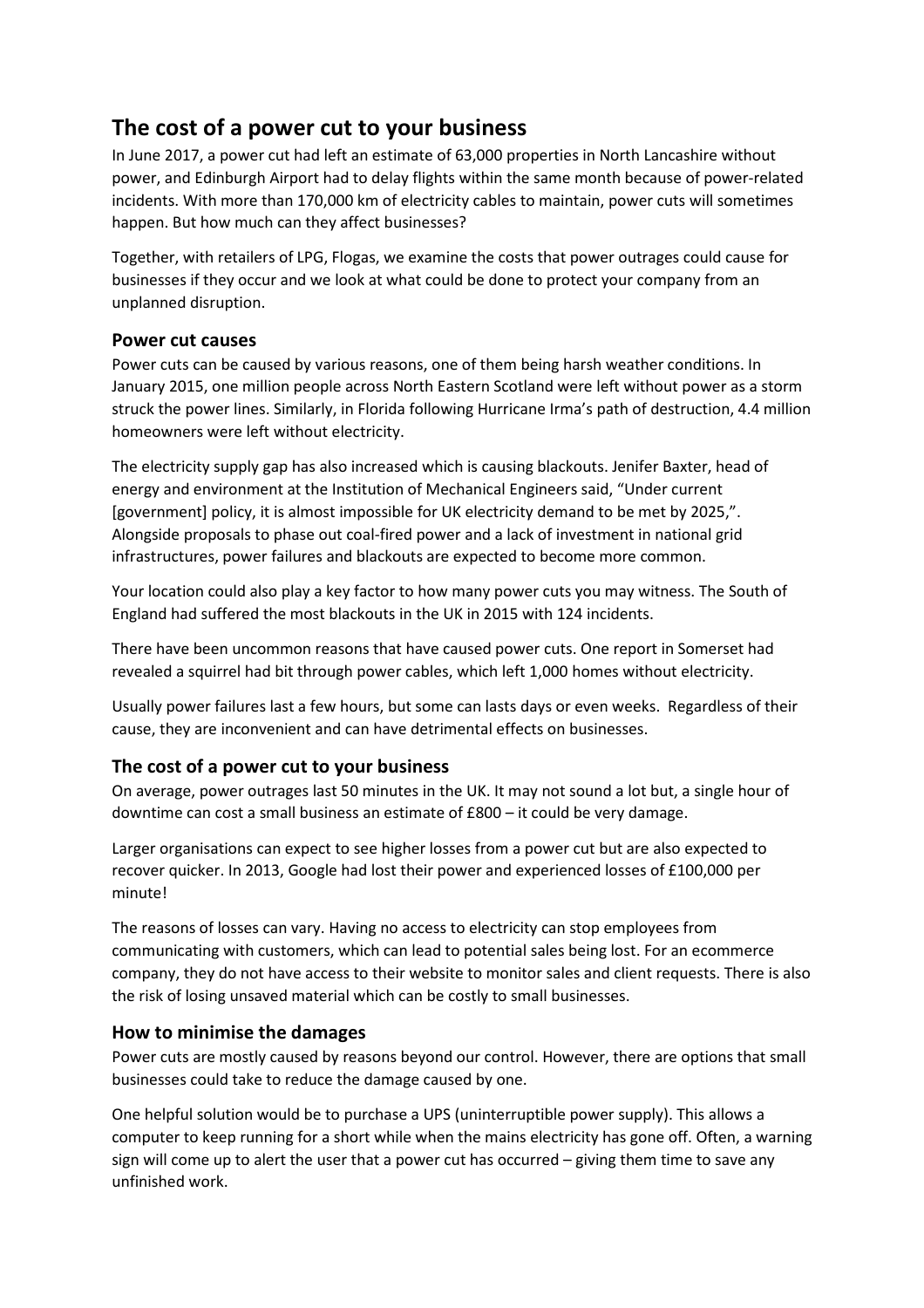# The cost of a power cut to your business

In June 2017, a power cut had left an estimate of 63,000 properties in North Lancashire without power, and Edinburgh Airport had to delay flights within the same month because of power-related incidents. With more than 170,000 km of electricity cables to maintain, power cuts will sometimes happen. But how much can they affect businesses?

Together, with retailers of LPG, Flogas, we examine the costs that power outrages could cause for businesses if they occur and we look at what could be done to protect your company from an unplanned disruption.

## Power cut causes

Power cuts can be caused by various reasons, one of them being harsh weather conditions. In January 2015, one million people across North Eastern Scotland were left without power as a storm struck the power lines. Similarly, in Florida following Hurricane Irma's path of destruction, 4.4 million homeowners were left without electricity.

The electricity supply gap has also increased which is causing blackouts. Jenifer Baxter, head of energy and environment at the Institution of Mechanical Engineers said, "Under current [government] policy, it is almost impossible for UK electricity demand to be met by 2025,". Alongside proposals to phase out coal-fired power and a lack of investment in national grid infrastructures, power failures and blackouts are expected to become more common.

Your location could also play a key factor to how many power cuts you may witness. The South of England had suffered the most blackouts in the UK in 2015 with 124 incidents.

There have been uncommon reasons that have caused power cuts. One report in Somerset had revealed a squirrel had bit through power cables, which left 1,000 homes without electricity.

Usually power failures last a few hours, but some can lasts days or even weeks. Regardless of their cause, they are inconvenient and can have detrimental effects on businesses.

## The cost of a power cut to your business

On average, power outrages last 50 minutes in the UK. It may not sound a lot but, a single hour of downtime can cost a small business an estimate of £800 – it could be very damage.

Larger organisations can expect to see higher losses from a power cut but are also expected to recover quicker. In 2013, Google had lost their power and experienced losses of £100,000 per minute!

The reasons of losses can vary. Having no access to electricity can stop employees from communicating with customers, which can lead to potential sales being lost. For an ecommerce company, they do not have access to their website to monitor sales and client requests. There is also the risk of losing unsaved material which can be costly to small businesses.

## How to minimise the damages

Power cuts are mostly caused by reasons beyond our control. However, there are options that small businesses could take to reduce the damage caused by one.

One helpful solution would be to purchase a UPS (uninterruptible power supply). This allows a computer to keep running for a short while when the mains electricity has gone off. Often, a warning sign will come up to alert the user that a power cut has occurred – giving them time to save any unfinished work.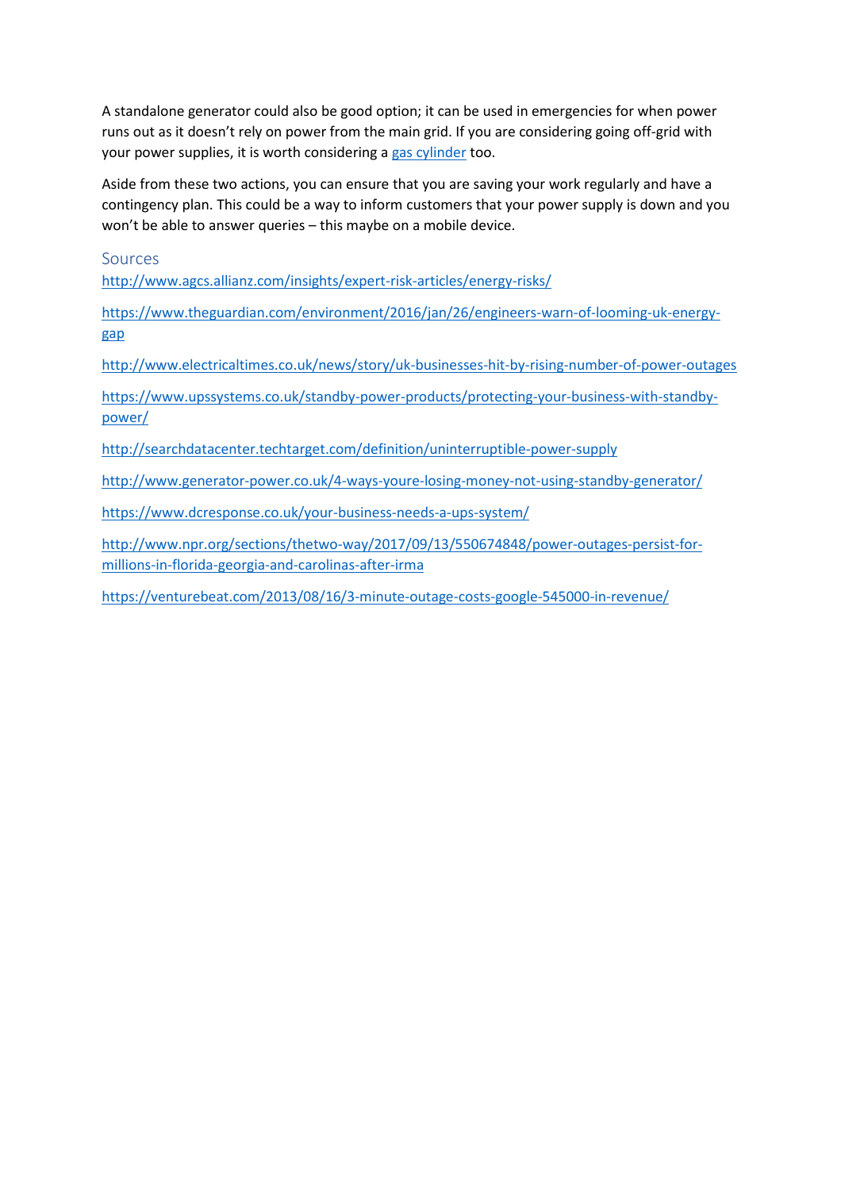A standalone generator could also be good option; it can be used in emergencies for when power runs out as it doesn't rely on power from the main grid. If you are considering going off-grid with your power supplies, it is worth considering a gas cylinder too.

Aside from these two actions, you can ensure that you are saving your work regularly and have a contingency plan. This could be a way to inform customers that your power supply is down and you won't be able to answer queries – this maybe on a mobile device.

## Sources

http://www.agcs.allianz.com/insights/expert-risk-articles/energy-risks/

https://www.theguardian.com/environment/2016/jan/26/engineers-warn-of-looming-uk-energy-gap

http://www.electricaltimes.co.uk/news/story/uk-businesses-hit-by-rising-number-of-power-outages

https://www.upssystems.co.uk/standby-power-products/protecting-your-business-with-standby-power/

http://searchdatacenter.techtarget.com/definition/uninterruptible-power-supply

http://www.generator-power.co.uk/4-ways-youre-losing-money-not-using-standby-generator/

https://www.dcresponse.co.uk/your-business-needs-a-ups-system/

http://www.npr.org/sections/thetwo-way/2017/09/13/550674848/power-outages-persist-for-millions-in-florida-georgia-and-carolinas-after-irma

https://venturebeat.com/2013/08/16/3-minute-outage-costs-google-545000-in-revenue/